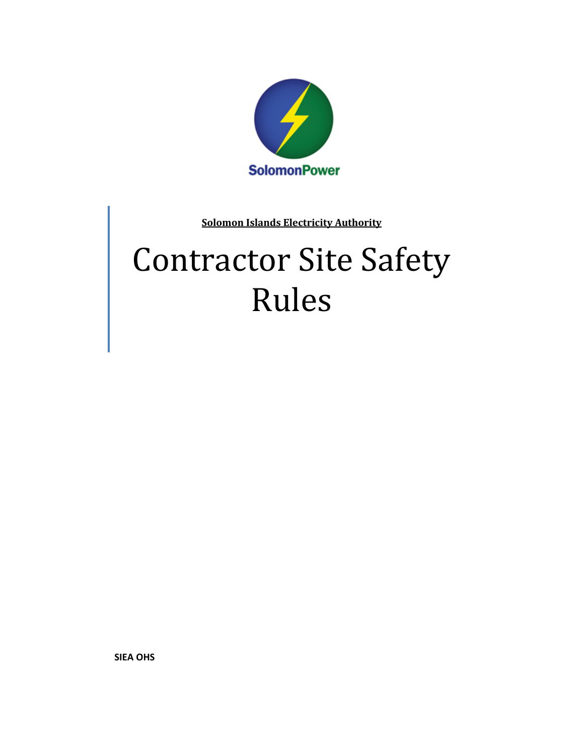SolomonPower

**Solomon Islands Electricity Authority**

# Contractor Site Safety Rules

**SIEA OHS**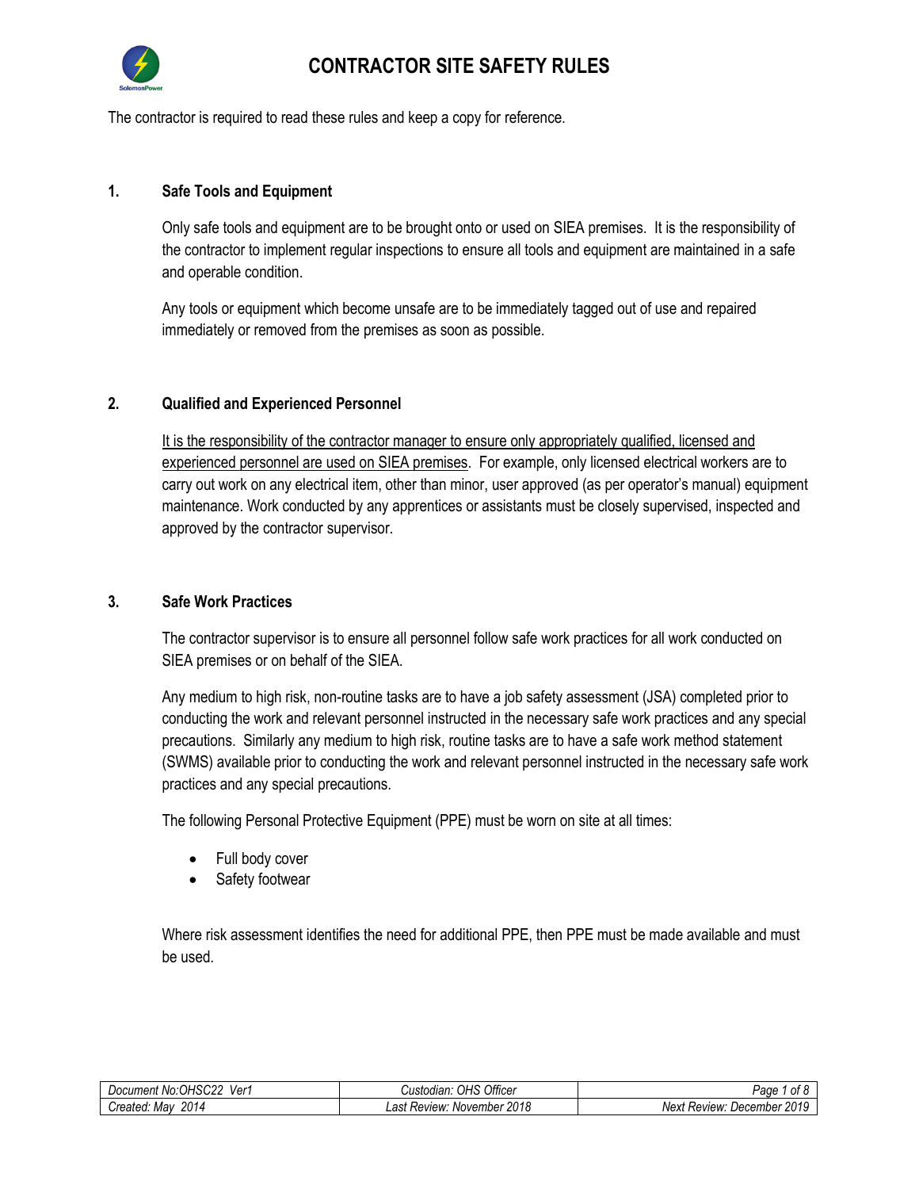# CONTRACTOR SITE SAFETY RULES

The contractor is required to read these rules and keep a copy for reference.

## 1. Safe Tools and Equipment

Only safe tools and equipment are to be brought onto or used on SIEA premises. It is the responsibility of the contractor to implement regular inspections to ensure all tools and equipment are maintained in a safe and operable condition.

Any tools or equipment which become unsafe are to be immediately tagged out of use and repaired immediately or removed from the premises as soon as possible.

## 2. Qualified and Experienced Personnel

It is the responsibility of the contractor manager to ensure only appropriately qualified, licensed and experienced personnel are used on SIEA premises. For example, only licensed electrical workers are to carry out work on any electrical item, other than minor, user approved (as per operator's manual) equipment maintenance. Work conducted by any apprentices or assistants must be closely supervised, inspected and approved by the contractor supervisor.

## 3. Safe Work Practices

The contractor supervisor is to ensure all personnel follow safe work practices for all work conducted on SIEA premises or on behalf of the SIEA.

Any medium to high risk, non-routine tasks are to have a job safety assessment (JSA) completed prior to conducting the work and relevant personnel instructed in the necessary safe work practices and any special precautions. Similarly any medium to high risk, routine tasks are to have a safe work method statement (SWMS) available prior to conducting the work and relevant personnel instructed in the necessary safe work practices and any special precautions.

The following Personal Protective Equipment (PPE) must be worn on site at all times:

- Full body cover
- Safety footwear

Where risk assessment identifies the need for additional PPE, then PPE must be made available and must be used.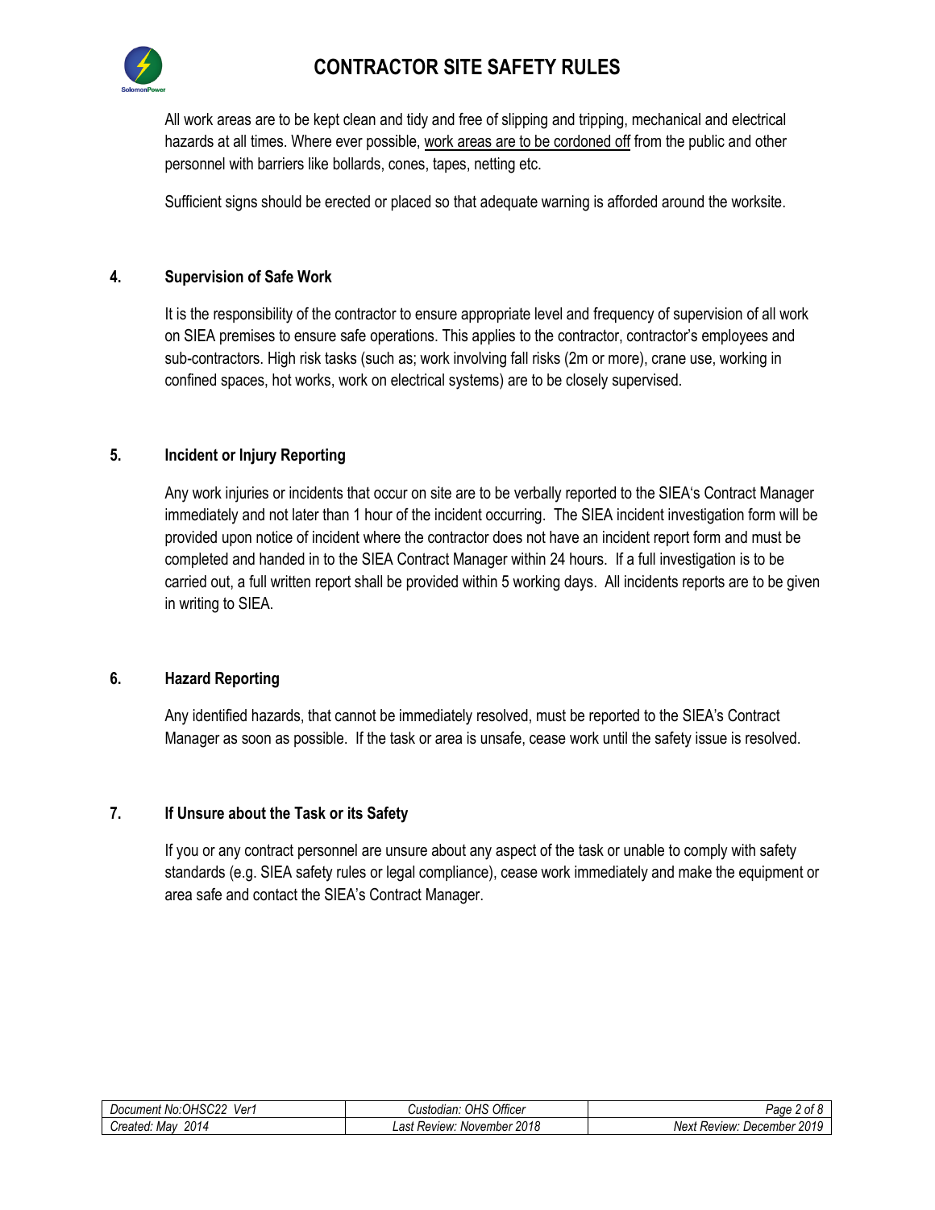All work areas are to be kept clean and tidy and free of slipping and tripping, mechanical and electrical hazards at all times. Where ever possible, <u>work areas are to be cordoned off</u> from the public and other personnel with barriers like bollards, cones, tapes, netting etc.

Sufficient signs should be erected or placed so that adequate warning is afforded around the worksite.

## 4. Supervision of Safe Work

It is the responsibility of the contractor to ensure appropriate level and frequency of supervision of all work on SIEA premises to ensure safe operations. This applies to the contractor, contractor's employees and sub-contractors. High risk tasks (such as; work involving fall risks (2m or more), crane use, working in confined spaces, hot works, work on electrical systems) are to be closely supervised.

## 5. Incident or Injury Reporting

Any work injuries or incidents that occur on site are to be verbally reported to the SIEA's Contract Manager immediately and not later than 1 hour of the incident occurring. The SIEA incident investigation form will be provided upon notice of incident where the contractor does not have an incident report form and must be completed and handed in to the SIEA Contract Manager within 24 hours. If a full investigation is to be carried out, a full written report shall be provided within 5 working days. All incidents reports are to be given in writing to SIEA.

## 6. Hazard Reporting

Any identified hazards, that cannot be immediately resolved, must be reported to the SIEA's Contract Manager as soon as possible. If the task or area is unsafe, cease work until the safety issue is resolved.

## 7. If Unsure about the Task or its Safety

If you or any contract personnel are unsure about any aspect of the task or unable to comply with safety standards (e.g. SIEA safety rules or legal compliance), cease work immediately and make the equipment or area safe and contact the SIEA's Contract Manager.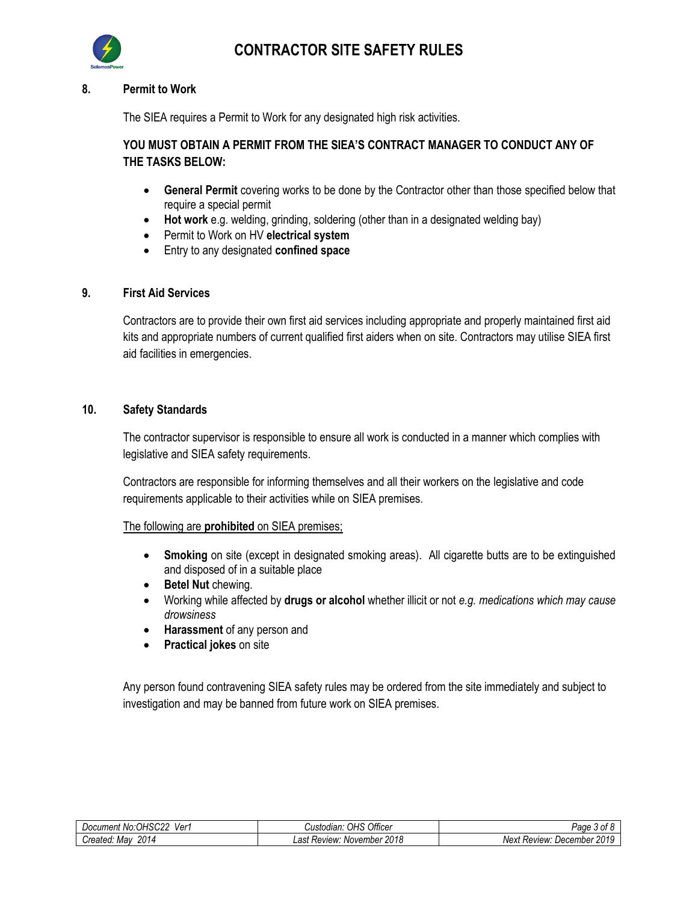## 8. Permit to Work

The SIEA requires a Permit to Work for any designated high risk activities.

**YOU MUST OBTAIN A PERMIT FROM THE SIEA'S CONTRACT MANAGER TO CONDUCT ANY OF THE TASKS BELOW:**

- **General Permit** covering works to be done by the Contractor other than those specified below that require a special permit
- **Hot work** e.g. welding, grinding, soldering (other than in a designated welding bay)
- Permit to Work on HV **electrical system**
- Entry to any designated **confined space**

## 9. First Aid Services

Contractors are to provide their own first aid services including appropriate and properly maintained first aid kits and appropriate numbers of current qualified first aiders when on site. Contractors may utilise SIEA first aid facilities in emergencies.

## 10. Safety Standards

The contractor supervisor is responsible to ensure all work is conducted in a manner which complies with legislative and SIEA safety requirements.

Contractors are responsible for informing themselves and all their workers on the legislative and code requirements applicable to their activities while on SIEA premises.

The following are **prohibited** on SIEA premises;

- **Smoking** on site (except in designated smoking areas). All cigarette butts are to be extinguished and disposed of in a suitable place
- **Betel Nut** chewing.
- Working while affected by **drugs or alcohol** whether illicit or not *e.g. medications which may cause drowsiness*
- **Harassment** of any person and
- **Practical jokes** on site

Any person found contravening SIEA safety rules may be ordered from the site immediately and subject to investigation and may be banned from future work on SIEA premises.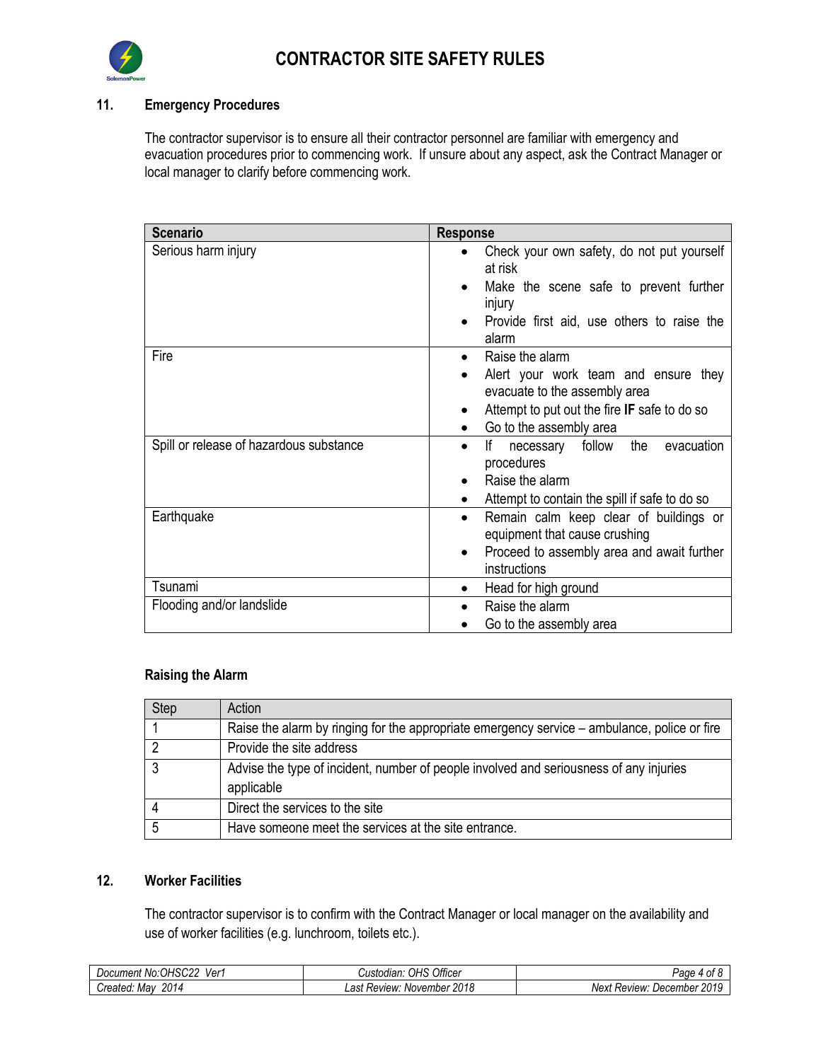## 11. Emergency Procedures

The contractor supervisor is to ensure all their contractor personnel are familiar with emergency and evacuation procedures prior to commencing work. If unsure about any aspect, ask the Contract Manager or local manager to clarify before commencing work.

| Scenario | Response |
|---|---|
| Serious harm injury | • Check your own safety, do not put yourself at risk<br>• Make the scene safe to prevent further injury<br>• Provide first aid, use others to raise the alarm |
| Fire | • Raise the alarm<br>• Alert your work team and ensure they evacuate to the assembly area<br>• Attempt to put out the fire **IF** safe to do so<br>• Go to the assembly area |
| Spill or release of hazardous substance | • If necessary follow the evacuation procedures<br>• Raise the alarm<br>• Attempt to contain the spill if safe to do so |
| Earthquake | • Remain calm keep clear of buildings or equipment that cause crushing<br>• Proceed to assembly area and await further instructions |
| Tsunami | • Head for high ground |
| Flooding and/or landslide | • Raise the alarm<br>• Go to the assembly area |

### Raising the Alarm

| Step | Action |
|---|---|
| 1 | Raise the alarm by ringing for the appropriate emergency service – ambulance, police or fire |
| 2 | Provide the site address |
| 3 | Advise the type of incident, number of people involved and seriousness of any injuries applicable |
| 4 | Direct the services to the site |
| 5 | Have someone meet the services at the site entrance. |

## 12. Worker Facilities

The contractor supervisor is to confirm with the Contract Manager or local manager on the availability and use of worker facilities (e.g. lunchroom, toilets etc.).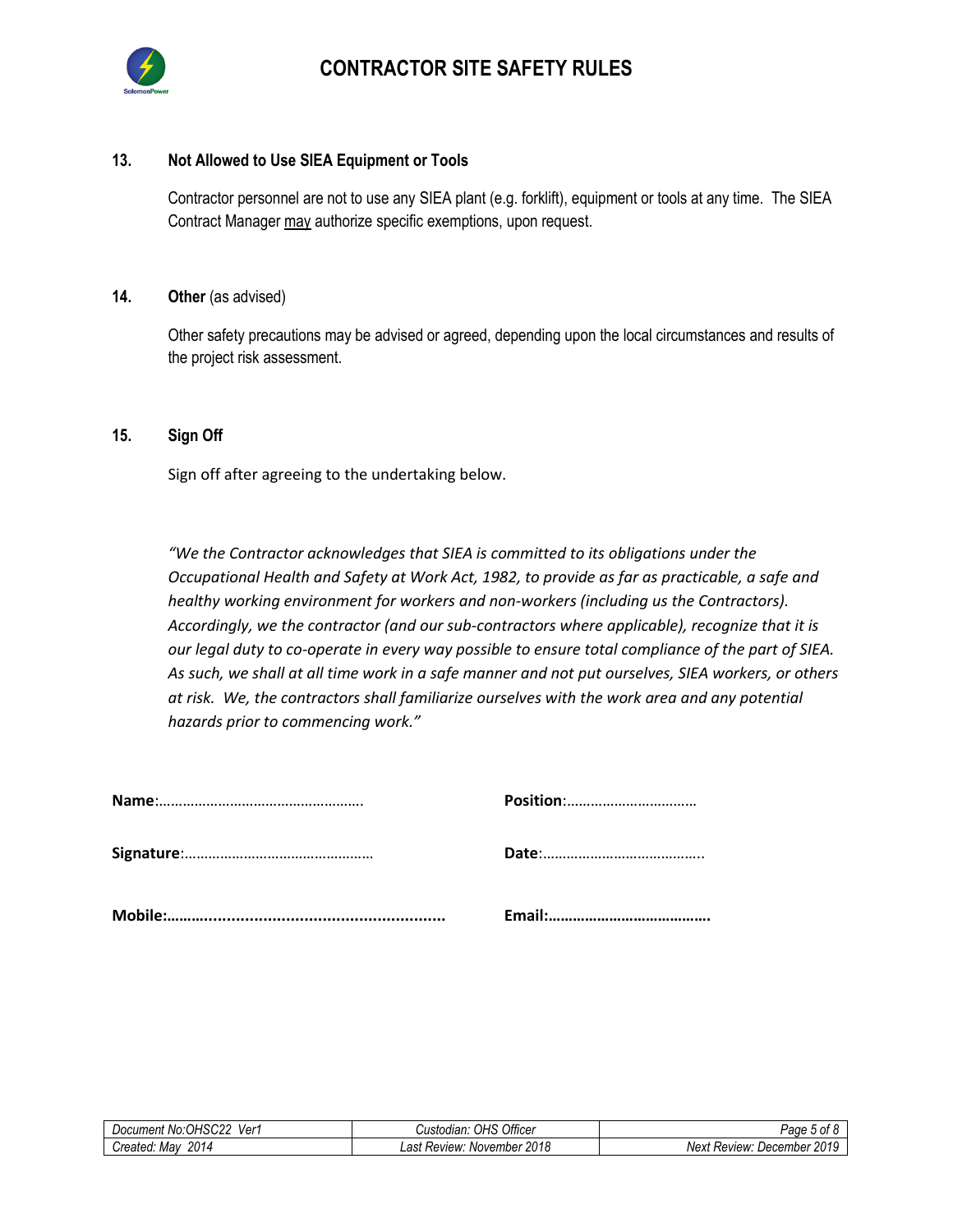### 13. Not Allowed to Use SIEA Equipment or Tools

Contractor personnel are not to use any SIEA plant (e.g. forklift), equipment or tools at any time. The SIEA Contract Manager may authorize specific exemptions, upon request.

### 14. Other (as advised)

Other safety precautions may be advised or agreed, depending upon the local circumstances and results of the project risk assessment.

### 15. Sign Off

Sign off after agreeing to the undertaking below.

*"We the Contractor acknowledges that SIEA is committed to its obligations under the Occupational Health and Safety at Work Act, 1982, to provide as far as practicable, a safe and healthy working environment for workers and non-workers (including us the Contractors). Accordingly, we the contractor (and our sub-contractors where applicable), recognize that it is our legal duty to co-operate in every way possible to ensure total compliance of the part of SIEA. As such, we shall at all time work in a safe manner and not put ourselves, SIEA workers, or others at risk. We, the contractors shall familiarize ourselves with the work area and any potential hazards prior to commencing work."*

**Name**:…………………………………………….  **Position**:……………………………

**Signature**:…………………………………………  **Date**:…………………………………..

**Mobile:**……….................................................  **Email:**………………………………….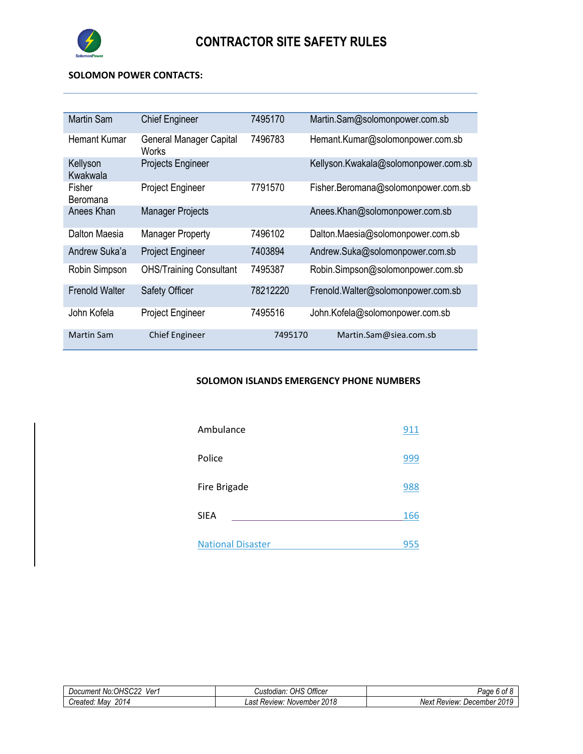**SOLOMON POWER CONTACTS:**

| | | | |
|---|---|---|---|
| Martin Sam | Chief Engineer | 7495170 | Martin.Sam@solomonpower.com.sb |
| Hemant Kumar | General Manager Capital Works | 7496783 | Hemant.Kumar@solomonpower.com.sb |
| Kellyson Kwakwala | Projects Engineer | | Kellyson.Kwakala@solomonpower.com.sb |
| Fisher Beromana | Project Engineer | 7791570 | Fisher.Beromana@solomonpower.com.sb |
| Anees Khan | Manager Projects | | Anees.Khan@solomonpower.com.sb |
| Dalton Maesia | Manager Property | 7496102 | Dalton.Maesia@solomonpower.com.sb |
| Andrew Suka'a | Project Engineer | 7403894 | Andrew.Suka@solomonpower.com.sb |
| Robin Simpson | OHS/Training Consultant | 7495387 | Robin.Simpson@solomonpower.com.sb |
| Frenold Walter | Safety Officer | 78212220 | Frenold.Walter@solomonpower.com.sb |
| John Kofela | Project Engineer | 7495516 | John.Kofela@solomonpower.com.sb |
| Martin Sam | Chief Engineer | 7495170 | Martin.Sam@siea.com.sb |

**SOLOMON ISLANDS EMERGENCY PHONE NUMBERS**

| | |
|---|---|
| Ambulance | 911 |
| Police | 999 |
| Fire Brigade | 988 |
| SIEA | 166 |
| National Disaster | 955 |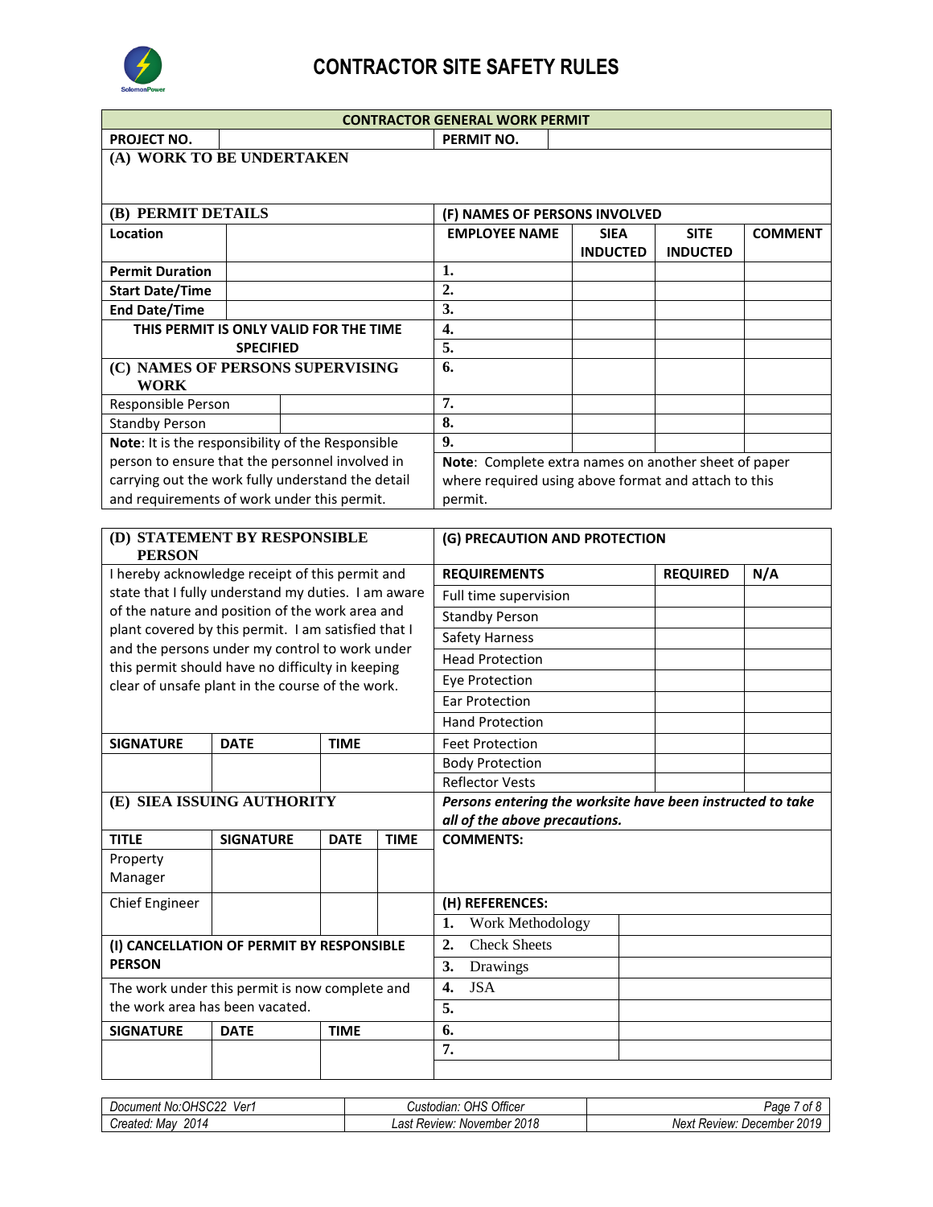# CONTRACTOR SITE SAFETY RULES

## CONTRACTOR GENERAL WORK PERMIT

| PROJECT NO. | | PERMIT NO. | |
|---|---|---|---|

### (A) WORK TO BE UNDERTAKEN

### (B) PERMIT DETAILS

| Location | |
|---|---|
| Permit Duration | |
| Start Date/Time | |
| End Date/Time | |

**THIS PERMIT IS ONLY VALID FOR THE TIME SPECIFIED**

### (C) NAMES OF PERSONS SUPERVISING WORK

| Responsible Person | |
|---|---|
| Standby Person | |

**Note**: It is the responsibility of the Responsible person to ensure that the personnel involved in carrying out the work fully understand the detail and requirements of work under this permit.

### (F) NAMES OF PERSONS INVOLVED

| EMPLOYEE NAME | SIEA INDUCTED | SITE INDUCTED | COMMENT |
|---|---|---|---|
| 1. | | | |
| 2. | | | |
| 3. | | | |
| 4. | | | |
| 5. | | | |
| 6. | | | |
| 7. | | | |
| 8. | | | |
| 9. | | | |

**Note**: Complete extra names on another sheet of paper where required using above format and attach to this permit.

### (D) STATEMENT BY RESPONSIBLE PERSON

I hereby acknowledge receipt of this permit and state that I fully understand my duties. I am aware of the nature and position of the work area and plant covered by this permit. I am satisfied that I and the persons under my control to work under this permit should have no difficulty in keeping clear of unsafe plant in the course of the work.

| SIGNATURE | DATE | TIME |
|---|---|---|
| | | |

### (E) SIEA ISSUING AUTHORITY

| TITLE | SIGNATURE | DATE | TIME |
|---|---|---|---|
| Property Manager | | | |
| Chief Engineer | | | |

### (G) PRECAUTION AND PROTECTION

| REQUIREMENTS | REQUIRED | N/A |
|---|---|---|
| Full time supervision | | |
| Standby Person | | |
| Safety Harness | | |
| Head Protection | | |
| Eye Protection | | |
| Ear Protection | | |
| Hand Protection | | |
| Feet Protection | | |
| Body Protection | | |
| Reflector Vests | | |

***Persons entering the worksite have been instructed to take all of the above precautions.***

**COMMENTS:**

### (H) REFERENCES:

| | |
|---|---|
| 1. Work Methodology | |
| 2. Check Sheets | |
| 3. Drawings | |
| 4. JSA | |
| 5. | |
| 6. | |
| 7. | |

### (I) CANCELLATION OF PERMIT BY RESPONSIBLE PERSON

The work under this permit is now complete and the work area has been vacated.

| SIGNATURE | DATE | TIME |
|---|---|---|
| | | |

| Document No:OHSC22 Ver1 | Custodian: OHS Officer | |
|---|---|---|
| Created: May 2014 | Last Review: November 2018 | Next Review: December 2019 |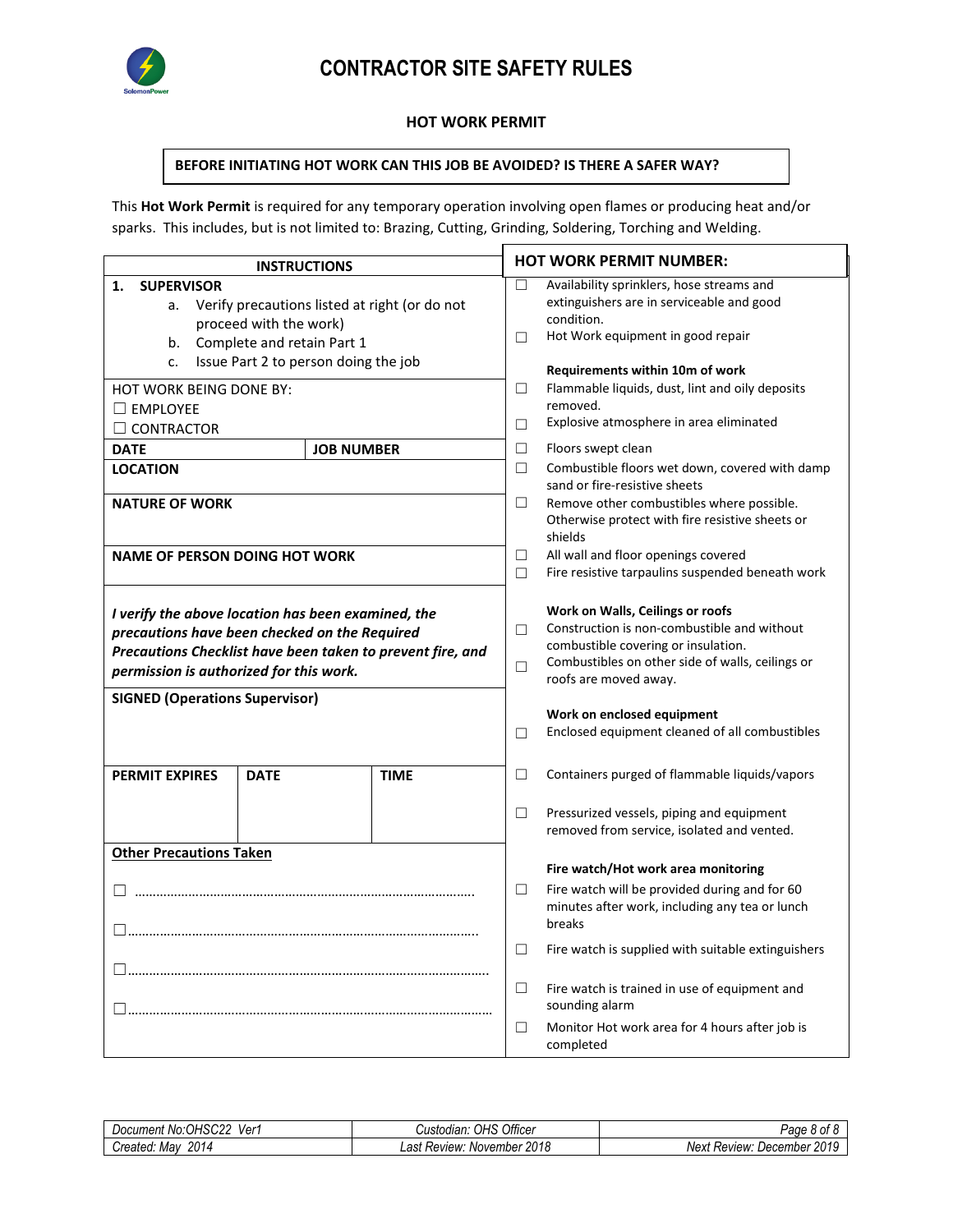# CONTRACTOR SITE SAFETY RULES

## HOT WORK PERMIT

**BEFORE INITIATING HOT WORK CAN THIS JOB BE AVOIDED? IS THERE A SAFER WAY?**

This **Hot Work Permit** is required for any temporary operation involving open flames or producing heat and/or sparks. This includes, but is not limited to: Brazing, Cutting, Grinding, Soldering, Torching and Welding.

### INSTRUCTIONS

**1. SUPERVISOR**

a. Verify precautions listed at right (or do not proceed with the work)
b. Complete and retain Part 1
c. Issue Part 2 to person doing the job

HOT WORK BEING DONE BY:
☐ EMPLOYEE
☐ CONTRACTOR

| | |
|---|---|
| **DATE** | **JOB NUMBER** |
| **LOCATION** | |
| **NATURE OF WORK** | |
| **NAME OF PERSON DOING HOT WORK** | |

***I verify the above location has been examined, the precautions have been checked on the Required Precautions Checklist have been taken to prevent fire, and permission is authorized for this work.***

**SIGNED (Operations Supervisor)**

| **PERMIT EXPIRES** | **DATE** | **TIME** |
|---|---|---|
| | | |

**Other Precautions Taken**

☐ ……………………………………………………………………………

☐ ……………………………………………………………………………

☐ ……………………………………………………………………………

☐ ……………………………………………………………………………

### HOT WORK PERMIT NUMBER:

☐ Availability sprinklers, hose streams and extinguishers are in serviceable and good condition.
☐ Hot Work equipment in good repair

**Requirements within 10m of work**

☐ Flammable liquids, dust, lint and oily deposits removed.
☐ Explosive atmosphere in area eliminated
☐ Floors swept clean
☐ Combustible floors wet down, covered with damp sand or fire-resistive sheets
☐ Remove other combustibles where possible. Otherwise protect with fire resistive sheets or shields
☐ All wall and floor openings covered
☐ Fire resistive tarpaulins suspended beneath work

**Work on Walls, Ceilings or roofs**

☐ Construction is non-combustible and without combustible covering or insulation.
☐ Combustibles on other side of walls, ceilings or roofs are moved away.

**Work on enclosed equipment**

☐ Enclosed equipment cleaned of all combustibles
☐ Containers purged of flammable liquids/vapors
☐ Pressurized vessels, piping and equipment removed from service, isolated and vented.

**Fire watch/Hot work area monitoring**

☐ Fire watch will be provided during and for 60 minutes after work, including any tea or lunch breaks
☐ Fire watch is supplied with suitable extinguishers
☐ Fire watch is trained in use of equipment and sounding alarm
☐ Monitor Hot work area for 4 hours after job is completed